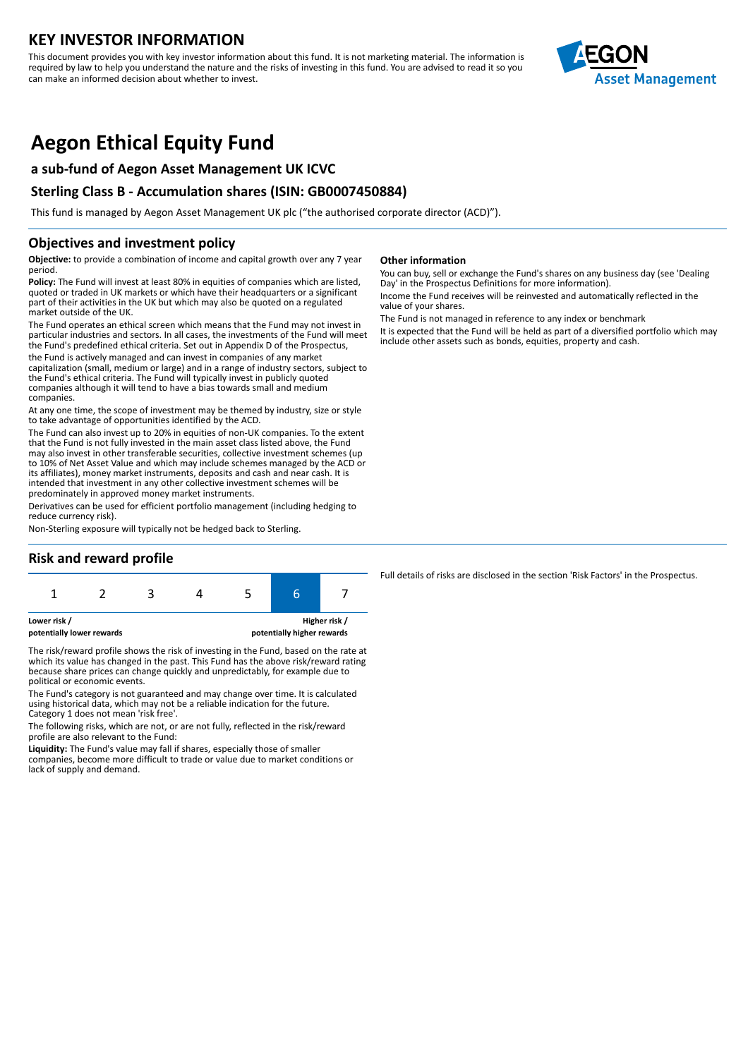# KEY INVESTOR INFORMATION

This document provides you with key investor information about this fund. It is not marketing material. The information is required by law to help you understand the nature and the risks of investing in this fund. You are advised to read it so you can make an informed decision about whether to invest.

# Aegon Ethical Equity Fund

### a sub-fund of Aegon Asset Management UK ICVC

### Sterling Class B - Accumulation shares (ISIN: GB0007450884)

This fund is managed by Aegon Asset Management UK plc ("the authorised corporate director (ACD)").

## Objectives and investment policy

**Objective:** to provide a combination of income and capital growth over any 7 year period.

**Policy:** The Fund will invest at least 80% in equities of companies which are listed, quoted or traded in UK markets or which have their headquarters or a significant part of their activities in the UK but which may also be quoted on a regulated market outside of the UK.

The Fund operates an ethical screen which means that the Fund may not invest in particular industries and sectors. In all cases, the investments of the Fund will meet the Fund's predefined ethical criteria. Set out in Appendix D of the Prospectus, the Fund is actively managed and can invest in companies of any market capitalization (small, medium or large) and in a range of industry sectors, subject to the Fund's ethical criteria. The Fund will typically invest in publicly quoted companies although it will tend to have a bias towards small and medium companies.

At any one time, the scope of investment may be themed by industry, size or style to take advantage of opportunities identified by the ACD.

The Fund can also invest up to 20% in equities of non-UK companies. To the extent that the Fund is not fully invested in the main asset class listed above, the Fund may also invest in other transferable securities, collective investment schemes (up to 10% of Net Asset Value and which may include schemes managed by the ACD or its affiliates), money market instruments, deposits and cash and near cash. It is intended that investment in any other collective investment schemes will be predominately in approved money market instruments.

Derivatives can be used for efficient portfolio management (including hedging to reduce currency risk).

Non-Sterling exposure will typically not be hedged back to Sterling.

**Other information**

You can buy, sell or exchange the Fund's shares on any business day (see 'Dealing Day' in the Prospectus Definitions for more information).

Income the Fund receives will be reinvested and automatically reflected in the value of your shares.

The Fund is not managed in reference to any index or benchmark

It is expected that the Fund will be held as part of a diversified portfolio which may include other assets such as bonds, equities, property and cash.

## Risk and reward profile

| 1 | 2 | 3 | 4 | 5 | **6** | 7 |
|---|---|---|---|---|---|---|

**Lower risk / potentially lower rewards** — **Higher risk / potentially higher rewards**

The risk/reward profile shows the risk of investing in the Fund, based on the rate at which its value has changed in the past. This Fund has the above risk/reward rating because share prices can change quickly and unpredictably, for example due to political or economic events.

The Fund's category is not guaranteed and may change over time. It is calculated using historical data, which may not be a reliable indication for the future. Category 1 does not mean 'risk free'.

The following risks, which are not, or are not fully, reflected in the risk/reward profile are also relevant to the Fund:

**Liquidity:** The Fund's value may fall if shares, especially those of smaller companies, become more difficult to trade or value due to market conditions or lack of supply and demand.

Full details of risks are disclosed in the section 'Risk Factors' in the Prospectus.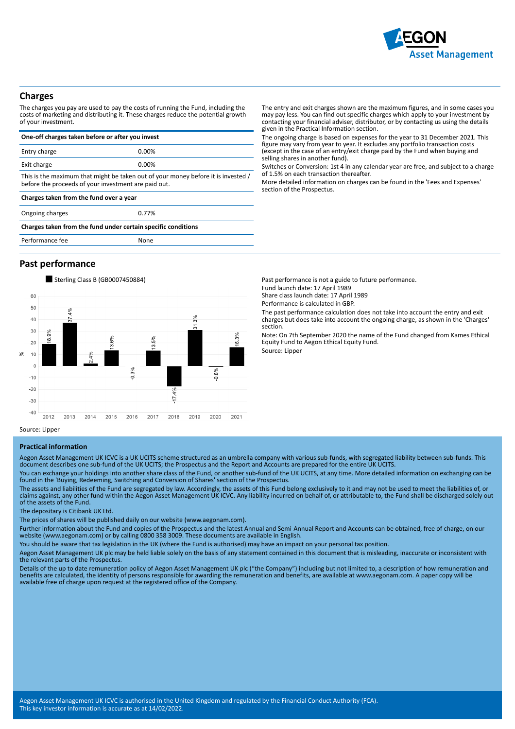## Charges

The charges you pay are used to pay the costs of running the Fund, including the costs of marketing and distributing it. These charges reduce the potential growth of your investment.

| One-off charges taken before or after you invest | |
|---|---|
| Entry charge | 0.00% |
| Exit charge | 0.00% |
| This is the maximum that might be taken out of your money before it is invested / before the proceeds of your investment are paid out. | |
| **Charges taken from the fund over a year** | |
| Ongoing charges | 0.77% |
| **Charges taken from the fund under certain specific conditions** | |
| Performance fee | None |

The entry and exit charges shown are the maximum figures, and in some cases you may pay less. You can find out specific charges which apply to your investment by contacting your financial adviser, distributor, or by contacting us using the details given in the Practical Information section.

The ongoing charge is based on expenses for the year to 31 December 2021. This figure may vary from year to year. It excludes any portfolio transaction costs (except in the case of an entry/exit charge paid by the Fund when buying and selling shares in another fund).

Switches or Conversion: 1st 4 in any calendar year are free, and subject to a charge of 1.5% on each transaction thereafter.

More detailed information on charges can be found in the 'Fees and Expenses' section of the Prospectus.

## Past performance

Sterling Class B (GB0007450884)

%

60
50
40
30
20
10
0
-10
-20
-30
-40

18.9% 37.4% 2.4% 13.6% -0.3% 13.5% -17.4% 31.3% -0.8% 16.3%

2012 2013 2014 2015 2016 2017 2018 2019 2020 2021

Source: Lipper

Past performance is not a guide to future performance.

Fund launch date: 17 April 1989

Share class launch date: 17 April 1989

Performance is calculated in GBP.

The past performance calculation does not take into account the entry and exit charges but does take into account the ongoing charge, as shown in the 'Charges' section.

Note: On 7th September 2020 the name of the Fund changed from Kames Ethical Equity Fund to Aegon Ethical Equity Fund.

Source: Lipper

### Practical information

Aegon Asset Management UK ICVC is a UK UCITS scheme structured as an umbrella company with various sub-funds, with segregated liability between sub-funds. This document describes one sub-fund of the UK UCITS; the Prospectus and the Report and Accounts are prepared for the entire UK UCITS.

You can exchange your holdings into another share class of the Fund, or another sub-fund of the UK UCITS, at any time. More detailed information on exchanging can be found in the 'Buying, Redeeming, Switching and Conversion of Shares' section of the Prospectus.

The assets and liabilities of the Fund are segregated by law. Accordingly, the assets of this Fund belong exclusively to it and may not be used to meet the liabilities of, or claims against, any other fund within the Aegon Asset Management UK ICVC. Any liability incurred on behalf of, or attributable to, the Fund shall be discharged solely out of the assets of the Fund.

The depositary is Citibank UK Ltd.

The prices of shares will be published daily on our website (www.aegonam.com).

Further information about the Fund and copies of the Prospectus and the latest Annual and Semi-Annual Report and Accounts can be obtained, free of charge, on our website (www.aegonam.com) or by calling 0800 358 3009. These documents are available in English.

You should be aware that tax legislation in the UK (where the Fund is authorised) may have an impact on your personal tax position.

Aegon Asset Management UK plc may be held liable solely on the basis of any statement contained in this document that is misleading, inaccurate or inconsistent with the relevant parts of the Prospectus.

Details of the up to date remuneration policy of Aegon Asset Management UK plc ("the Company") including but not limited to, a description of how remuneration and benefits are calculated, the identity of persons responsible for awarding the remuneration and benefits, are available at www.aegonam.com. A paper copy will be available free of charge upon request at the registered office of the Company.

Aegon Asset Management UK ICVC is authorised in the United Kingdom and regulated by the Financial Conduct Authority (FCA).
This key investor information is accurate as at 14/02/2022.